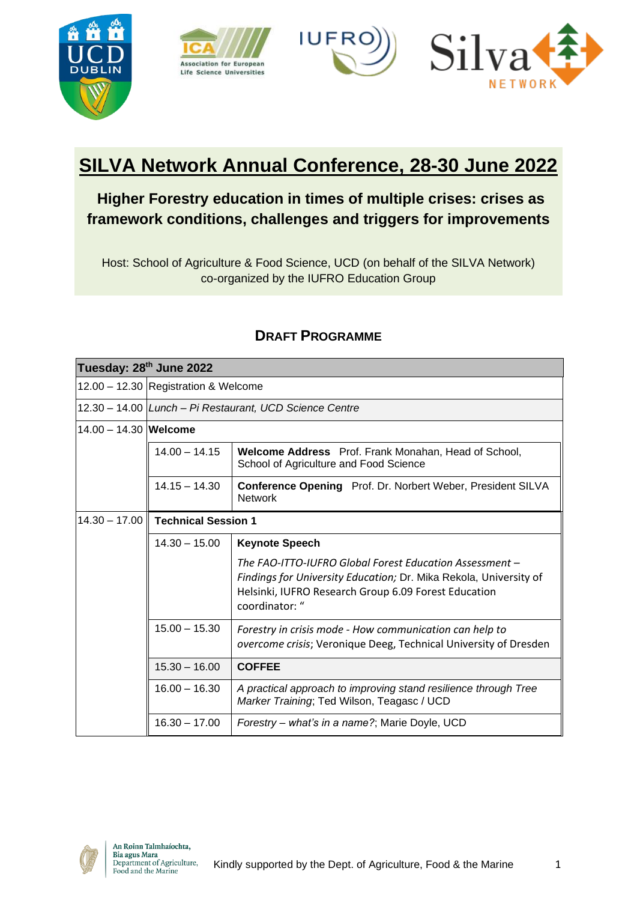# SILVA Network Annual Conference, 28-30 June 2022

## Higher Forestry education in times of multiple crises: crises as framework conditions, challenges and triggers for improvements

Host: School of Agriculture & Food Science, UCD (on behalf of the SILVA Network)
co-organized by the IUFRO Education Group

### DRAFT PROGRAMME

| Tuesday: 28th June 2022 | | |
|---|---|---|
| 12.00 – 12.30 | Registration & Welcome | |
| 12.30 – 14.00 | *Lunch – Pi Restaurant, UCD Science Centre* | |
| 14.00 – 14.30 | **Welcome** | |
| | 14.00 – 14.15 | **Welcome Address** Prof. Frank Monahan, Head of School, School of Agriculture and Food Science |
| | 14.15 – 14.30 | **Conference Opening** Prof. Dr. Norbert Weber, President SILVA Network |
| 14.30 – 17.00 | **Technical Session 1** | |
| | 14.30 – 15.00 | **Keynote Speech** *The FAO-ITTO-IUFRO Global Forest Education Assessment – Findings for University Education;* Dr. Mika Rekola, University of Helsinki, IUFRO Research Group 6.09 Forest Education coordinator: " |
| | 15.00 – 15.30 | *Forestry in crisis mode - How communication can help to overcome crisis*; Veronique Deeg, Technical University of Dresden |
| | 15.30 – 16.00 | **COFFEE** |
| | 16.00 – 16.30 | *A practical approach to improving stand resilience through Tree Marker Training*; Ted Wilson, Teagasc / UCD |
| | 16.30 – 17.00 | *Forestry – what's in a name?*; Marie Doyle, UCD |

An Roinn Talmhaíochta, Bia agus Mara
Department of Agriculture, Food and the Marine

Kindly supported by the Dept. of Agriculture, Food & the Marine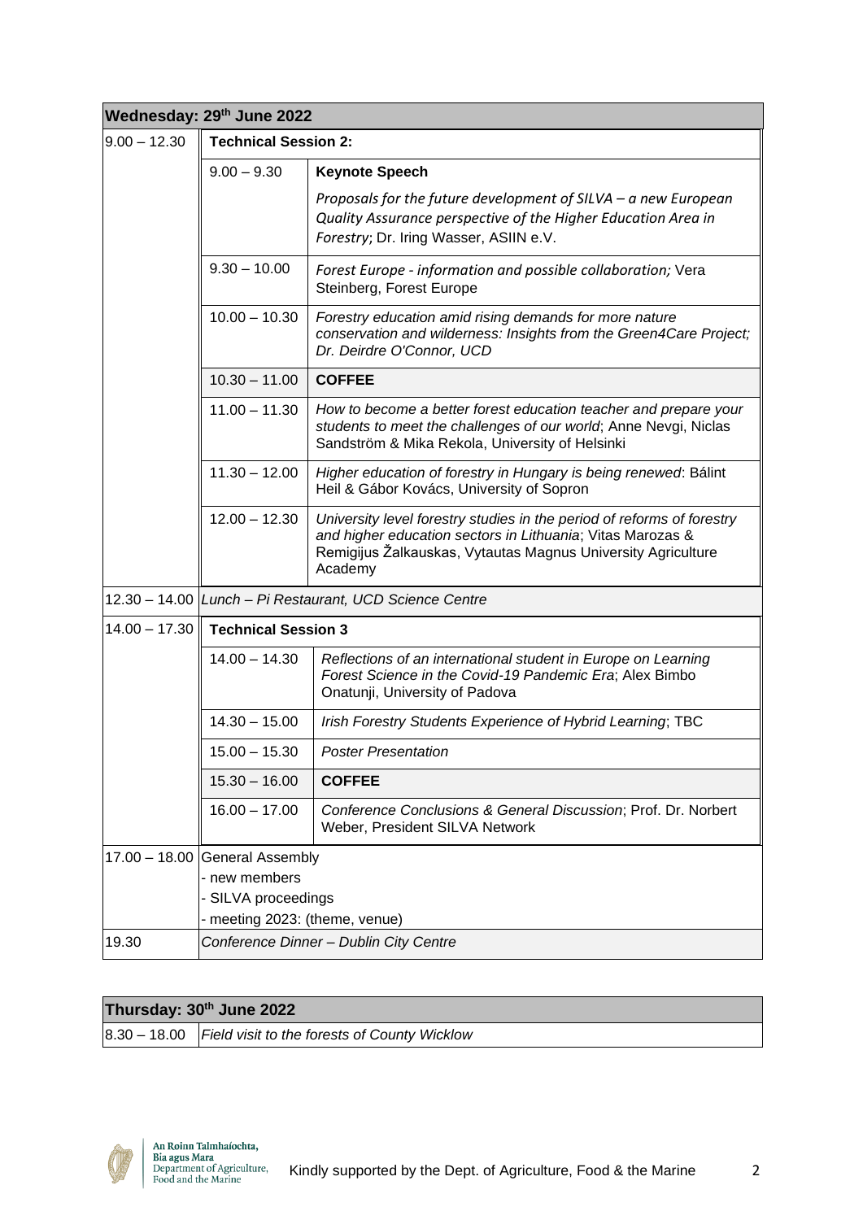| Wednesday: 29th June 2022 | | |
|---|---|---|
| 9.00 – 12.30 | **Technical Session 2:** | |
| | 9.00 – 9.30 | **Keynote Speech** *Proposals for the future development of SILVA – a new European Quality Assurance perspective of the Higher Education Area in Forestry*; Dr. Iring Wasser, ASIIN e.V. |
| | 9.30 – 10.00 | *Forest Europe - information and possible collaboration;* Vera Steinberg, Forest Europe |
| | 10.00 – 10.30 | *Forestry education amid rising demands for more nature conservation and wilderness: Insights from the Green4Care Project; Dr. Deirdre O'Connor, UCD* |
| | 10.30 – 11.00 | **COFFEE** |
| | 11.00 – 11.30 | *How to become a better forest education teacher and prepare your students to meet the challenges of our world*; Anne Nevgi, Niclas Sandström & Mika Rekola, University of Helsinki |
| | 11.30 – 12.00 | *Higher education of forestry in Hungary is being renewed*: Bálint Heil & Gábor Kovács, University of Sopron |
| | 12.00 – 12.30 | *University level forestry studies in the period of reforms of forestry and higher education sectors in Lithuania*; Vitas Marozas & Remigijus Žalkauskas, Vytautas Magnus University Agriculture Academy |
| 12.30 – 14.00 | *Lunch – Pi Restaurant, UCD Science Centre* | |
| 14.00 – 17.30 | **Technical Session 3** | |
| | 14.00 – 14.30 | *Reflections of an international student in Europe on Learning Forest Science in the Covid-19 Pandemic Era*; Alex Bimbo Onatunji, University of Padova |
| | 14.30 – 15.00 | *Irish Forestry Students Experience of Hybrid Learning*; TBC |
| | 15.00 – 15.30 | *Poster Presentation* |
| | 15.30 – 16.00 | **COFFEE** |
| | 16.00 – 17.00 | *Conference Conclusions & General Discussion*; Prof. Dr. Norbert Weber, President SILVA Network |
| 17.00 – 18.00 | General Assembly<br>- new members<br>- SILVA proceedings<br>- meeting 2023: (theme, venue) | |
| 19.30 | *Conference Dinner – Dublin City Centre* | |

| Thursday: 30th June 2022 | |
|---|---|
| 8.30 – 18.00 | *Field visit to the forests of County Wicklow* |

An Roinn Talmhaíochta, Bia agus Mara
Department of Agriculture, Food and the Marine

Kindly supported by the Dept. of Agriculture, Food & the Marine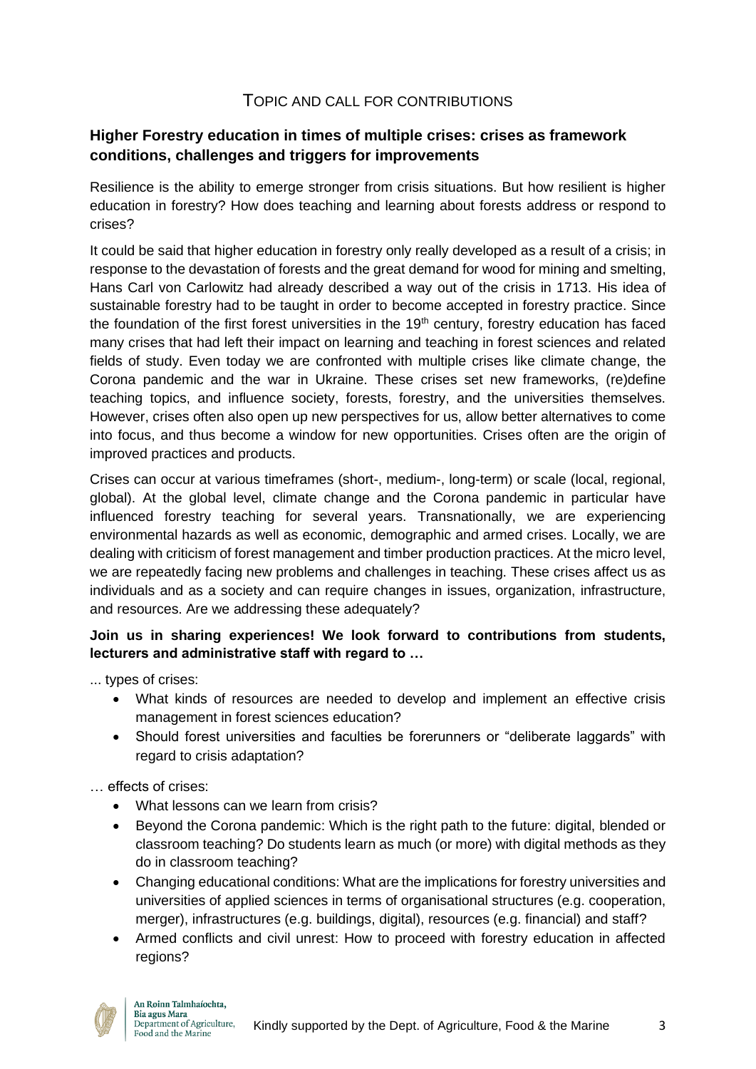## Topic and Call for Contributions

### Higher Forestry education in times of multiple crises: crises as framework conditions, challenges and triggers for improvements

Resilience is the ability to emerge stronger from crisis situations. But how resilient is higher education in forestry? How does teaching and learning about forests address or respond to crises?

It could be said that higher education in forestry only really developed as a result of a crisis; in response to the devastation of forests and the great demand for wood for mining and smelting, Hans Carl von Carlowitz had already described a way out of the crisis in 1713. His idea of sustainable forestry had to be taught in order to become accepted in forestry practice. Since the foundation of the first forest universities in the 19th century, forestry education has faced many crises that had left their impact on learning and teaching in forest sciences and related fields of study. Even today we are confronted with multiple crises like climate change, the Corona pandemic and the war in Ukraine. These crises set new frameworks, (re)define teaching topics, and influence society, forests, forestry, and the universities themselves. However, crises often also open up new perspectives for us, allow better alternatives to come into focus, and thus become a window for new opportunities. Crises often are the origin of improved practices and products.

Crises can occur at various timeframes (short-, medium-, long-term) or scale (local, regional, global). At the global level, climate change and the Corona pandemic in particular have influenced forestry teaching for several years. Transnationally, we are experiencing environmental hazards as well as economic, demographic and armed crises. Locally, we are dealing with criticism of forest management and timber production practices. At the micro level, we are repeatedly facing new problems and challenges in teaching. These crises affect us as individuals and as a society and can require changes in issues, organization, infrastructure, and resources. Are we addressing these adequately?

**Join us in sharing experiences! We look forward to contributions from students, lecturers and administrative staff with regard to …**

... types of crises:

- What kinds of resources are needed to develop and implement an effective crisis management in forest sciences education?
- Should forest universities and faculties be forerunners or "deliberate laggards" with regard to crisis adaptation?

… effects of crises:

- What lessons can we learn from crisis?
- Beyond the Corona pandemic: Which is the right path to the future: digital, blended or classroom teaching? Do students learn as much (or more) with digital methods as they do in classroom teaching?
- Changing educational conditions: What are the implications for forestry universities and universities of applied sciences in terms of organisational structures (e.g. cooperation, merger), infrastructures (e.g. buildings, digital), resources (e.g. financial) and staff?
- Armed conflicts and civil unrest: How to proceed with forestry education in affected regions?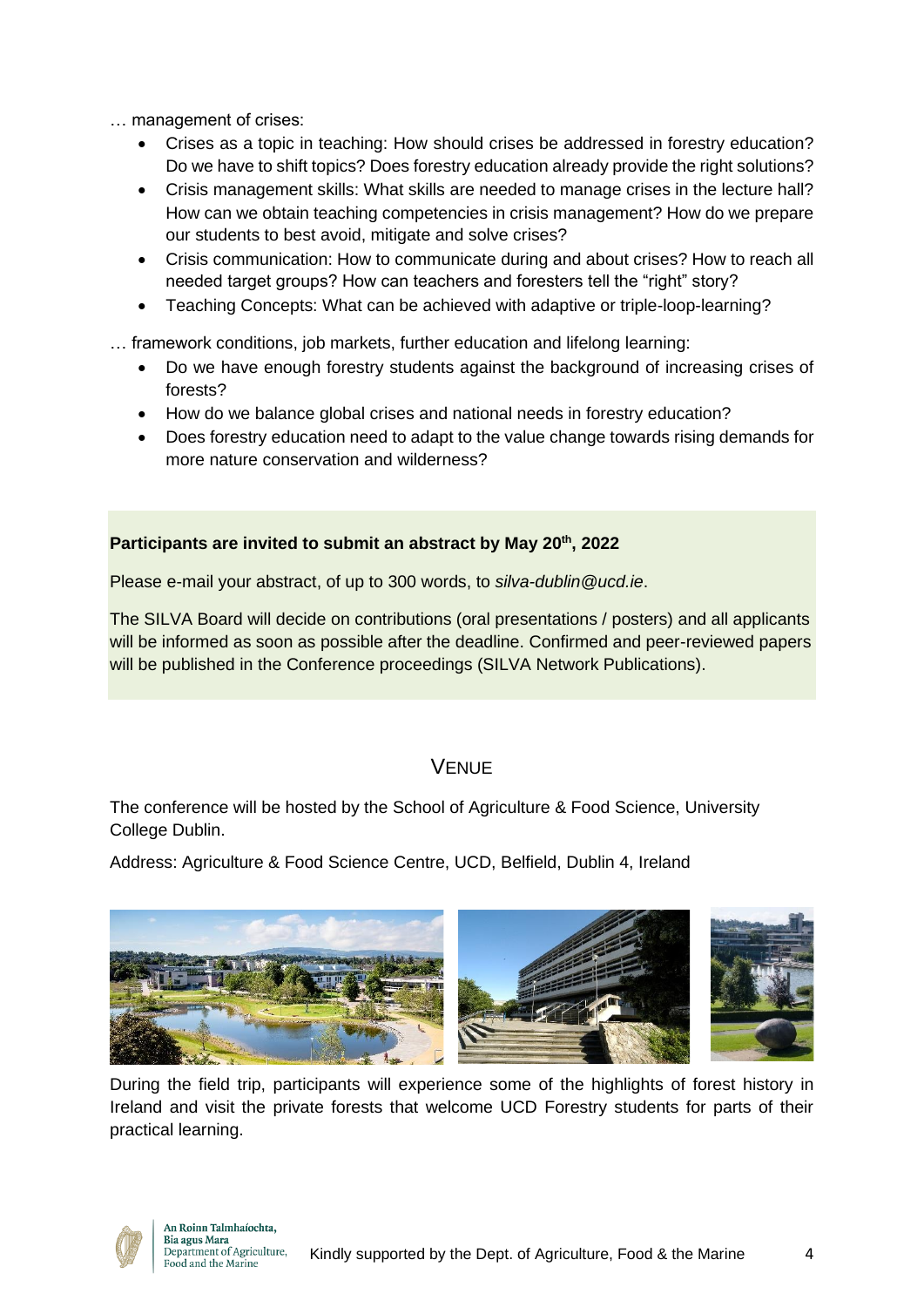… management of crises:

- Crises as a topic in teaching: How should crises be addressed in forestry education? Do we have to shift topics? Does forestry education already provide the right solutions?
- Crisis management skills: What skills are needed to manage crises in the lecture hall? How can we obtain teaching competencies in crisis management? How do we prepare our students to best avoid, mitigate and solve crises?
- Crisis communication: How to communicate during and about crises? How to reach all needed target groups? How can teachers and foresters tell the “right” story?
- Teaching Concepts: What can be achieved with adaptive or triple-loop-learning?

… framework conditions, job markets, further education and lifelong learning:

- Do we have enough forestry students against the background of increasing crises of forests?
- How do we balance global crises and national needs in forestry education?
- Does forestry education need to adapt to the value change towards rising demands for more nature conservation and wilderness?

**Participants are invited to submit an abstract by May 20th, 2022**

Please e-mail your abstract, of up to 300 words, to *silva-dublin@ucd.ie*.

The SILVA Board will decide on contributions (oral presentations / posters) and all applicants will be informed as soon as possible after the deadline. Confirmed and peer-reviewed papers will be published in the Conference proceedings (SILVA Network Publications).

## Venue

The conference will be hosted by the School of Agriculture & Food Science, University College Dublin.

Address: Agriculture & Food Science Centre, UCD, Belfield, Dublin 4, Ireland

During the field trip, participants will experience some of the highlights of forest history in Ireland and visit the private forests that welcome UCD Forestry students for parts of their practical learning.

An Roinn Talmhaíochta, Bia agus Mara
Department of Agriculture, Food and the Marine

Kindly supported by the Dept. of Agriculture, Food & the Marine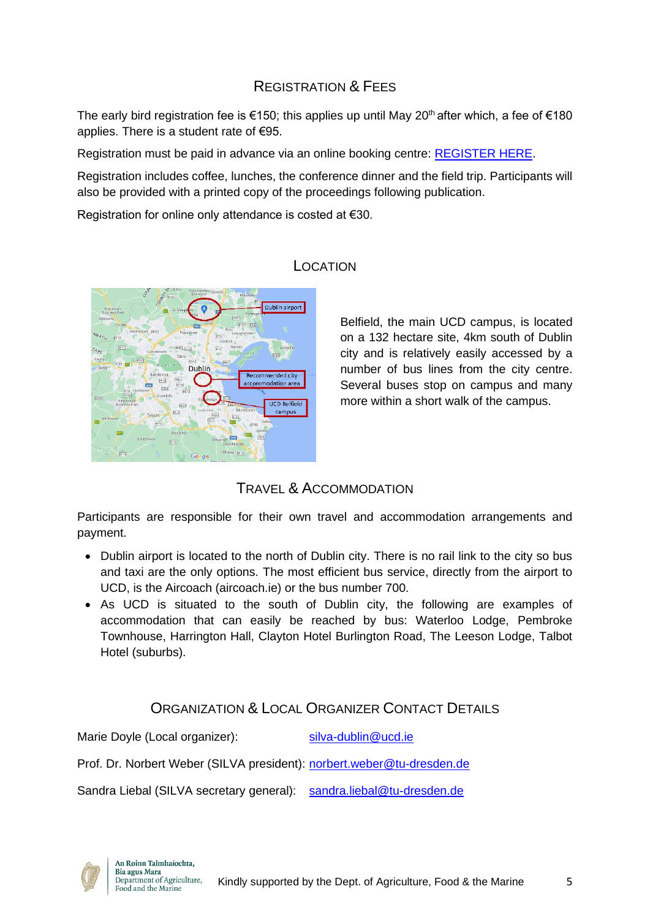## Registration & Fees

The early bird registration fee is €150; this applies up until May 20th after which, a fee of €180 applies. There is a student rate of €95.

Registration must be paid in advance via an online booking centre: REGISTER HERE.

Registration includes coffee, lunches, the conference dinner and the field trip. Participants will also be provided with a printed copy of the proceedings following publication.

Registration for online only attendance is costed at €30.

## Location

Belfield, the main UCD campus, is located on a 132 hectare site, 4km south of Dublin city and is relatively easily accessed by a number of bus lines from the city centre. Several buses stop on campus and many more within a short walk of the campus.

## Travel & Accommodation

Participants are responsible for their own travel and accommodation arrangements and payment.

- Dublin airport is located to the north of Dublin city. There is no rail link to the city so bus and taxi are the only options. The most efficient bus service, directly from the airport to UCD, is the Aircoach (aircoach.ie) or the bus number 700.
- As UCD is situated to the south of Dublin city, the following are examples of accommodation that can easily be reached by bus: Waterloo Lodge, Pembroke Townhouse, Harrington Hall, Clayton Hotel Burlington Road, The Leeson Lodge, Talbot Hotel (suburbs).

## Organization & Local Organizer Contact Details

Marie Doyle (Local organizer): silva-dublin@ucd.ie

Prof. Dr. Norbert Weber (SILVA president): norbert.weber@tu-dresden.de

Sandra Liebal (SILVA secretary general): sandra.liebal@tu-dresden.de

An Roinn Talmhaíochta, Bia agus Mara
Department of Agriculture, Food and the Marine

Kindly supported by the Dept. of Agriculture, Food & the Marine